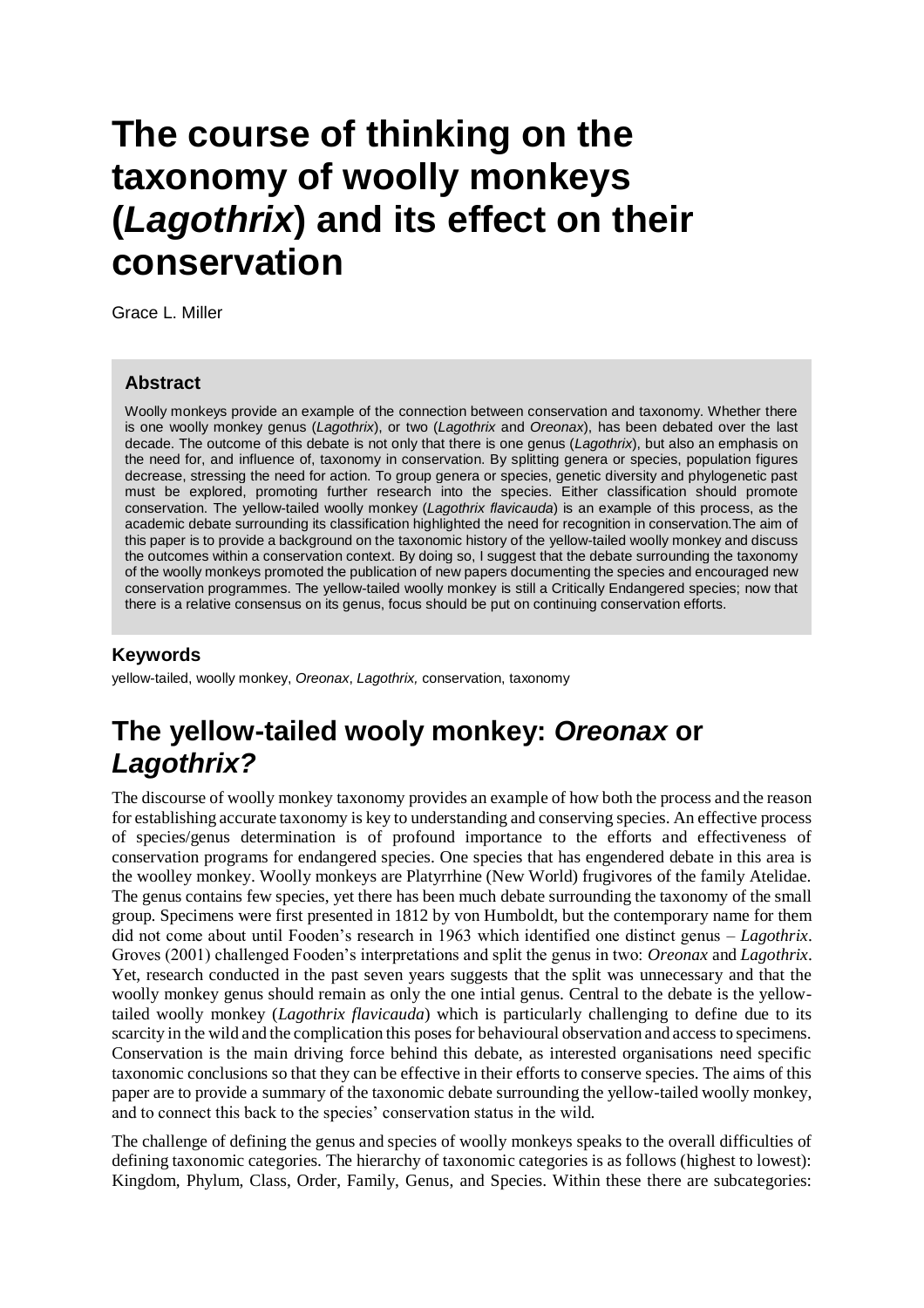# The course of thinking on the taxonomy of woolly monkeys (*Lagothrix*) and its effect on their conservation

Grace L. Miller

### Abstract

Woolly monkeys provide an example of the connection between conservation and taxonomy. Whether there is one woolly monkey genus (*Lagothrix*), or two (*Lagothrix* and *Oreonax*), has been debated over the last decade. The outcome of this debate is not only that there is one genus (*Lagothrix*), but also an emphasis on the need for, and influence of, taxonomy in conservation. By splitting genera or species, population figures decrease, stressing the need for action. To group genera or species, genetic diversity and phylogenetic past must be explored, promoting further research into the species. Either classification should promote conservation. The yellow-tailed woolly monkey (*Lagothrix flavicauda*) is an example of this process, as the academic debate surrounding its classification highlighted the need for recognition in conservation.The aim of this paper is to provide a background on the taxonomic history of the yellow-tailed woolly monkey and discuss the outcomes within a conservation context. By doing so, I suggest that the debate surrounding the taxonomy of the woolly monkeys promoted the publication of new papers documenting the species and encouraged new conservation programmes. The yellow-tailed woolly monkey is still a Critically Endangered species; now that there is a relative consensus on its genus, focus should be put on continuing conservation efforts.

### Keywords

yellow-tailed, woolly monkey, *Oreonax*, *Lagothrix,* conservation, taxonomy

## The yellow-tailed wooly monkey: *Oreonax* or *Lagothrix?*

The discourse of woolly monkey taxonomy provides an example of how both the process and the reason for establishing accurate taxonomy is key to understanding and conserving species. An effective process of species/genus determination is of profound importance to the efforts and effectiveness of conservation programs for endangered species. One species that has engendered debate in this area is the woolley monkey. Woolly monkeys are Platyrrhine (New World) frugivores of the family Atelidae. The genus contains few species, yet there has been much debate surrounding the taxonomy of the small group. Specimens were first presented in 1812 by von Humboldt, but the contemporary name for them did not come about until Fooden's research in 1963 which identified one distinct genus – *Lagothrix*. Groves (2001) challenged Fooden's interpretations and split the genus in two: *Oreonax* and *Lagothrix*. Yet, research conducted in the past seven years suggests that the split was unnecessary and that the woolly monkey genus should remain as only the one intial genus. Central to the debate is the yellow-tailed woolly monkey (*Lagothrix flavicauda*) which is particularly challenging to define due to its scarcity in the wild and the complication this poses for behavioural observation and access to specimens. Conservation is the main driving force behind this debate, as interested organisations need specific taxonomic conclusions so that they can be effective in their efforts to conserve species. The aims of this paper are to provide a summary of the taxonomic debate surrounding the yellow-tailed woolly monkey, and to connect this back to the species' conservation status in the wild.

The challenge of defining the genus and species of woolly monkeys speaks to the overall difficulties of defining taxonomic categories. The hierarchy of taxonomic categories is as follows (highest to lowest): Kingdom, Phylum, Class, Order, Family, Genus, and Species. Within these there are subcategories: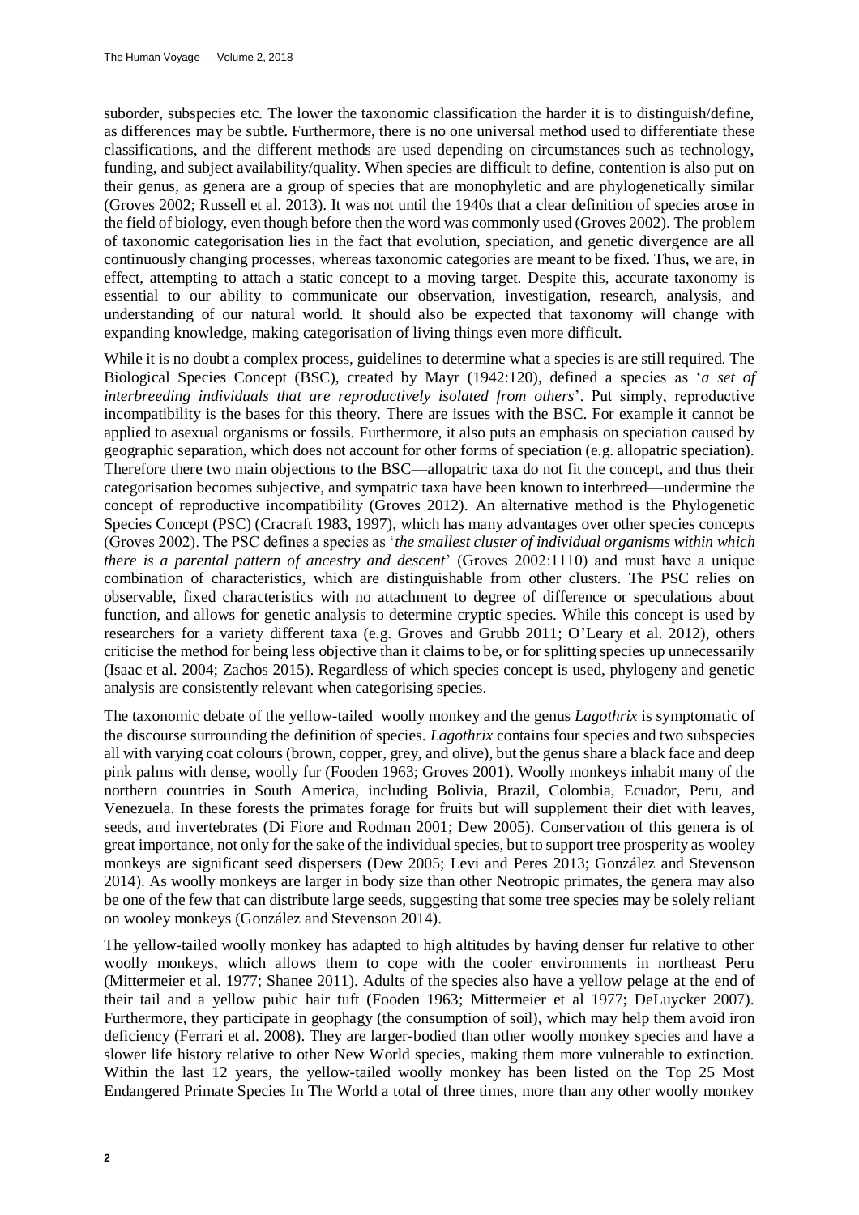suborder, subspecies etc. The lower the taxonomic classification the harder it is to distinguish/define, as differences may be subtle. Furthermore, there is no one universal method used to differentiate these classifications, and the different methods are used depending on circumstances such as technology, funding, and subject availability/quality. When species are difficult to define, contention is also put on their genus, as genera are a group of species that are monophyletic and are phylogenetically similar (Groves 2002; Russell et al. 2013). It was not until the 1940s that a clear definition of species arose in the field of biology, even though before then the word was commonly used (Groves 2002). The problem of taxonomic categorisation lies in the fact that evolution, speciation, and genetic divergence are all continuously changing processes, whereas taxonomic categories are meant to be fixed. Thus, we are, in effect, attempting to attach a static concept to a moving target. Despite this, accurate taxonomy is essential to our ability to communicate our observation, investigation, research, analysis, and understanding of our natural world. It should also be expected that taxonomy will change with expanding knowledge, making categorisation of living things even more difficult.

While it is no doubt a complex process, guidelines to determine what a species is are still required. The Biological Species Concept (BSC), created by Mayr (1942:120), defined a species as '*a set of interbreeding individuals that are reproductively isolated from others*'. Put simply, reproductive incompatibility is the bases for this theory. There are issues with the BSC. For example it cannot be applied to asexual organisms or fossils. Furthermore, it also puts an emphasis on speciation caused by geographic separation, which does not account for other forms of speciation (e.g. allopatric speciation). Therefore there two main objections to the BSC—allopatric taxa do not fit the concept, and thus their categorisation becomes subjective, and sympatric taxa have been known to interbreed—undermine the concept of reproductive incompatibility (Groves 2012). An alternative method is the Phylogenetic Species Concept (PSC) (Cracraft 1983, 1997), which has many advantages over other species concepts (Groves 2002). The PSC defines a species as '*the smallest cluster of individual organisms within which there is a parental pattern of ancestry and descent*' (Groves 2002:1110) and must have a unique combination of characteristics, which are distinguishable from other clusters. The PSC relies on observable, fixed characteristics with no attachment to degree of difference or speculations about function, and allows for genetic analysis to determine cryptic species. While this concept is used by researchers for a variety different taxa (e.g. Groves and Grubb 2011; O'Leary et al. 2012), others criticise the method for being less objective than it claims to be, or for splitting species up unnecessarily (Isaac et al. 2004; Zachos 2015). Regardless of which species concept is used, phylogeny and genetic analysis are consistently relevant when categorising species.

The taxonomic debate of the yellow-tailed woolly monkey and the genus *Lagothrix* is symptomatic of the discourse surrounding the definition of species. *Lagothrix* contains four species and two subspecies all with varying coat colours (brown, copper, grey, and olive), but the genus share a black face and deep pink palms with dense, woolly fur (Fooden 1963; Groves 2001). Woolly monkeys inhabit many of the northern countries in South America, including Bolivia, Brazil, Colombia, Ecuador, Peru, and Venezuela. In these forests the primates forage for fruits but will supplement their diet with leaves, seeds, and invertebrates (Di Fiore and Rodman 2001; Dew 2005). Conservation of this genera is of great importance, not only for the sake of the individual species, but to support tree prosperity as wooley monkeys are significant seed dispersers (Dew 2005; Levi and Peres 2013; González and Stevenson 2014). As woolly monkeys are larger in body size than other Neotropic primates, the genera may also be one of the few that can distribute large seeds, suggesting that some tree species may be solely reliant on wooley monkeys (González and Stevenson 2014).

The yellow-tailed woolly monkey has adapted to high altitudes by having denser fur relative to other woolly monkeys, which allows them to cope with the cooler environments in northeast Peru (Mittermeier et al. 1977; Shanee 2011). Adults of the species also have a yellow pelage at the end of their tail and a yellow pubic hair tuft (Fooden 1963; Mittermeier et al 1977; DeLuycker 2007). Furthermore, they participate in geophagy (the consumption of soil), which may help them avoid iron deficiency (Ferrari et al. 2008). They are larger-bodied than other woolly monkey species and have a slower life history relative to other New World species, making them more vulnerable to extinction. Within the last 12 years, the yellow-tailed woolly monkey has been listed on the Top 25 Most Endangered Primate Species In The World a total of three times, more than any other woolly monkey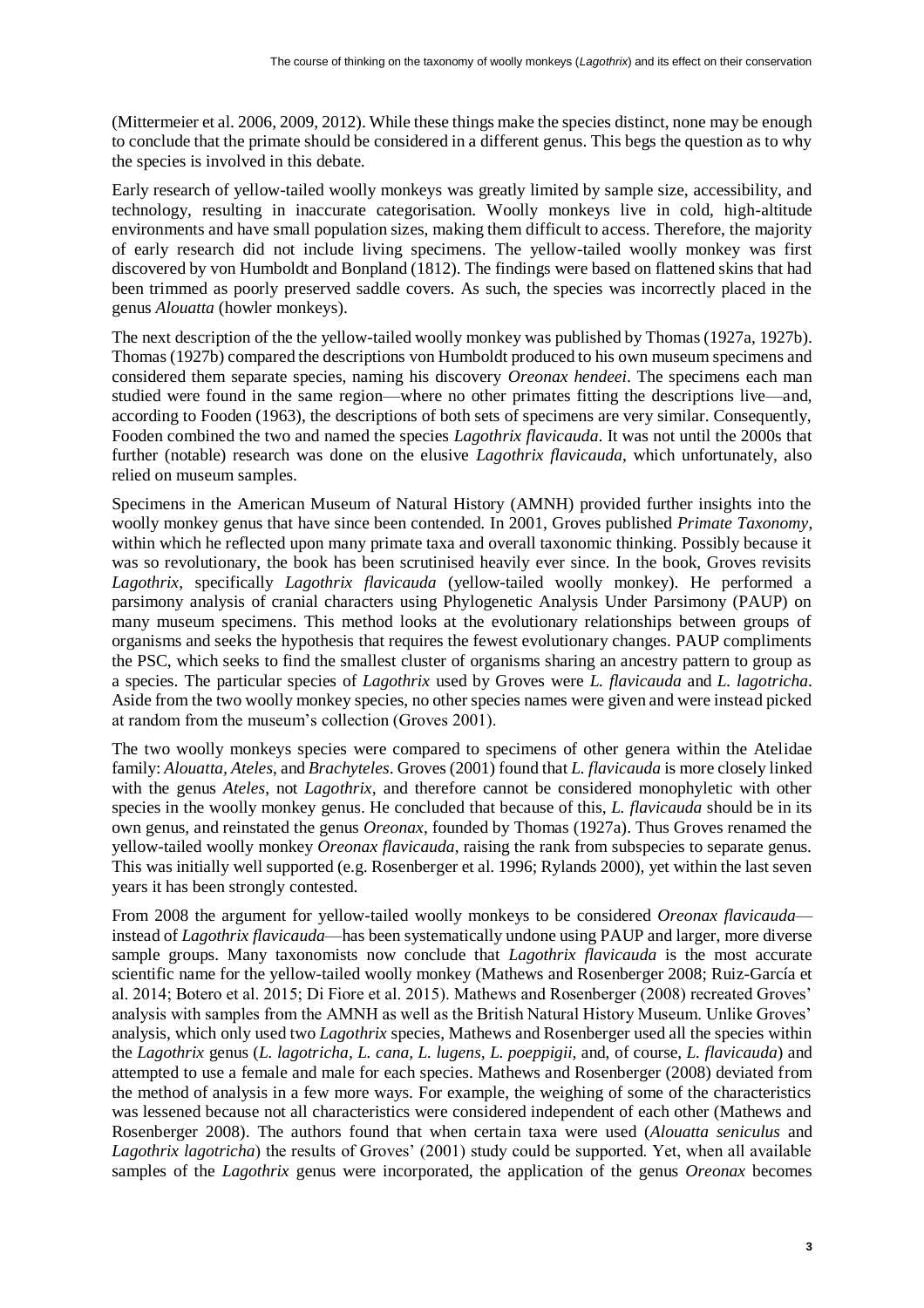(Mittermeier et al. 2006, 2009, 2012). While these things make the species distinct, none may be enough to conclude that the primate should be considered in a different genus. This begs the question as to why the species is involved in this debate.

Early research of yellow-tailed woolly monkeys was greatly limited by sample size, accessibility, and technology, resulting in inaccurate categorisation. Woolly monkeys live in cold, high-altitude environments and have small population sizes, making them difficult to access. Therefore, the majority of early research did not include living specimens. The yellow-tailed woolly monkey was first discovered by von Humboldt and Bonpland (1812). The findings were based on flattened skins that had been trimmed as poorly preserved saddle covers. As such, the species was incorrectly placed in the genus *Alouatta* (howler monkeys).

The next description of the the yellow-tailed woolly monkey was published by Thomas (1927a, 1927b). Thomas (1927b) compared the descriptions von Humboldt produced to his own museum specimens and considered them separate species, naming his discovery *Oreonax hendeei*. The specimens each man studied were found in the same region—where no other primates fitting the descriptions live—and, according to Fooden (1963), the descriptions of both sets of specimens are very similar. Consequently, Fooden combined the two and named the species *Lagothrix flavicauda*. It was not until the 2000s that further (notable) research was done on the elusive *Lagothrix flavicauda*, which unfortunately, also relied on museum samples.

Specimens in the American Museum of Natural History (AMNH) provided further insights into the woolly monkey genus that have since been contended. In 2001, Groves published *Primate Taxonomy*, within which he reflected upon many primate taxa and overall taxonomic thinking. Possibly because it was so revolutionary, the book has been scrutinised heavily ever since. In the book, Groves revisits *Lagothrix*, specifically *Lagothrix flavicauda* (yellow-tailed woolly monkey). He performed a parsimony analysis of cranial characters using Phylogenetic Analysis Under Parsimony (PAUP) on many museum specimens. This method looks at the evolutionary relationships between groups of organisms and seeks the hypothesis that requires the fewest evolutionary changes. PAUP compliments the PSC, which seeks to find the smallest cluster of organisms sharing an ancestry pattern to group as a species. The particular species of *Lagothrix* used by Groves were *L. flavicauda* and *L. lagotricha*. Aside from the two woolly monkey species, no other species names were given and were instead picked at random from the museum's collection (Groves 2001).

The two woolly monkeys species were compared to specimens of other genera within the Atelidae family: *Alouatta*, *Ateles*, and *Brachyteles*. Groves (2001) found that *L. flavicauda* is more closely linked with the genus *Ateles*, not *Lagothrix*, and therefore cannot be considered monophyletic with other species in the woolly monkey genus. He concluded that because of this, *L. flavicauda* should be in its own genus, and reinstated the genus *Oreonax*, founded by Thomas (1927a). Thus Groves renamed the yellow-tailed woolly monkey *Oreonax flavicauda*, raising the rank from subspecies to separate genus. This was initially well supported (e.g. Rosenberger et al. 1996; Rylands 2000), yet within the last seven years it has been strongly contested.

From 2008 the argument for yellow-tailed woolly monkeys to be considered *Oreonax flavicauda*—instead of *Lagothrix flavicauda*—has been systematically undone using PAUP and larger, more diverse sample groups. Many taxonomists now conclude that *Lagothrix flavicauda* is the most accurate scientific name for the yellow-tailed woolly monkey (Mathews and Rosenberger 2008; Ruiz-García et al. 2014; Botero et al. 2015; Di Fiore et al. 2015). Mathews and Rosenberger (2008) recreated Groves' analysis with samples from the AMNH as well as the British Natural History Museum. Unlike Groves' analysis, which only used two *Lagothrix* species, Mathews and Rosenberger used all the species within the *Lagothrix* genus (*L. lagotricha, L. cana, L. lugens, L. poeppigii,* and, of course, *L. flavicauda*) and attempted to use a female and male for each species. Mathews and Rosenberger (2008) deviated from the method of analysis in a few more ways. For example, the weighing of some of the characteristics was lessened because not all characteristics were considered independent of each other (Mathews and Rosenberger 2008). The authors found that when certain taxa were used (*Alouatta seniculus* and *Lagothrix lagotricha*) the results of Groves' (2001) study could be supported. Yet, when all available samples of the *Lagothrix* genus were incorporated, the application of the genus *Oreonax* becomes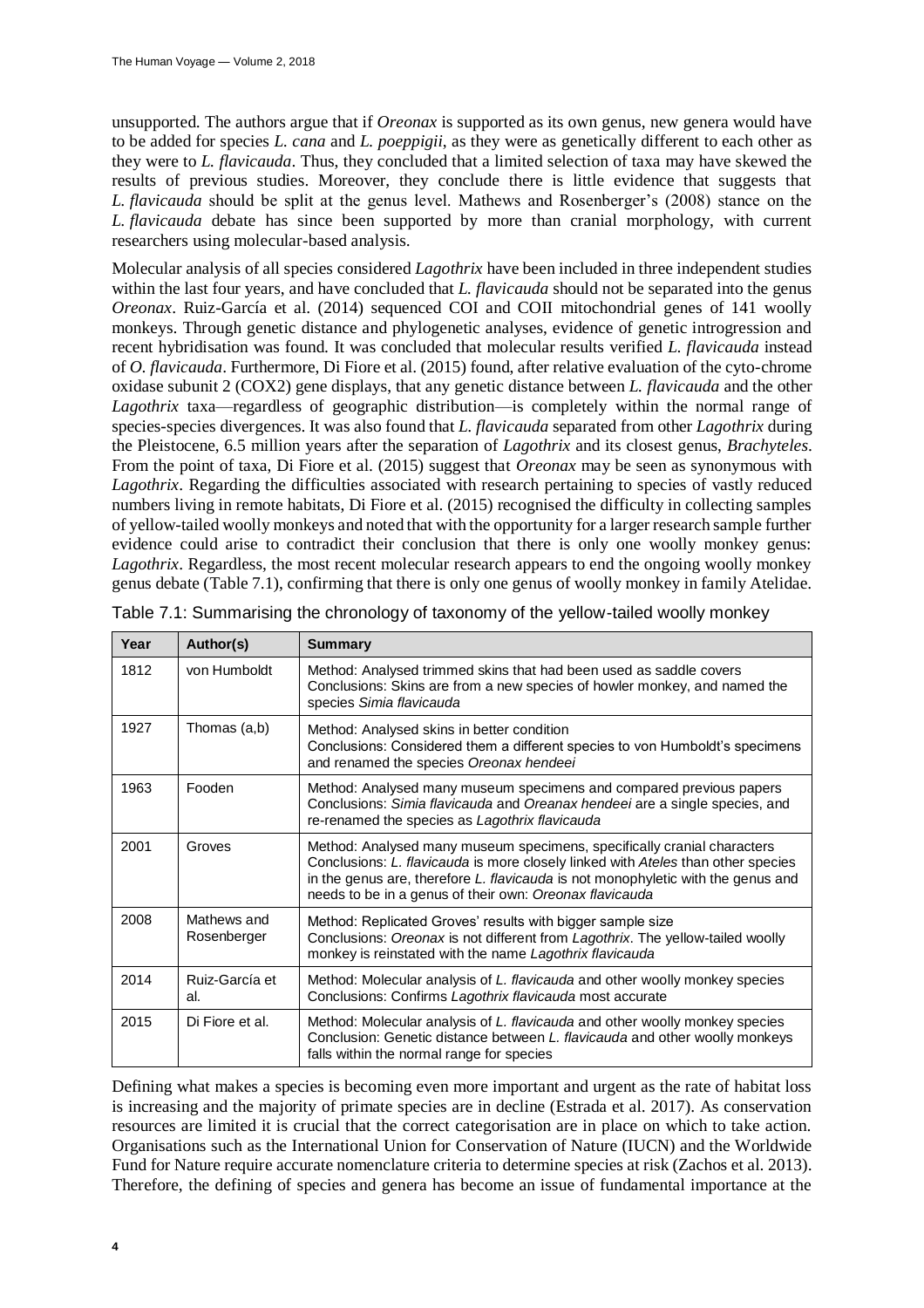unsupported. The authors argue that if *Oreonax* is supported as its own genus, new genera would have to be added for species *L. cana* and *L. poeppigii*, as they were as genetically different to each other as they were to *L. flavicauda*. Thus, they concluded that a limited selection of taxa may have skewed the results of previous studies. Moreover, they conclude there is little evidence that suggests that *L. flavicauda* should be split at the genus level. Mathews and Rosenberger's (2008) stance on the *L. flavicauda* debate has since been supported by more than cranial morphology, with current researchers using molecular-based analysis.

Molecular analysis of all species considered *Lagothrix* have been included in three independent studies within the last four years, and have concluded that *L. flavicauda* should not be separated into the genus *Oreonax*. Ruiz-García et al. (2014) sequenced COI and COII mitochondrial genes of 141 woolly monkeys. Through genetic distance and phylogenetic analyses, evidence of genetic introgression and recent hybridisation was found. It was concluded that molecular results verified *L. flavicauda* instead of *O. flavicauda*. Furthermore, Di Fiore et al. (2015) found, after relative evaluation of the cyto-chrome oxidase subunit 2 (COX2) gene displays, that any genetic distance between *L. flavicauda* and the other *Lagothrix* taxa—regardless of geographic distribution—is completely within the normal range of species-species divergences. It was also found that *L. flavicauda* separated from other *Lagothrix* during the Pleistocene, 6.5 million years after the separation of *Lagothrix* and its closest genus, *Brachyteles*. From the point of taxa, Di Fiore et al. (2015) suggest that *Oreonax* may be seen as synonymous with *Lagothrix*. Regarding the difficulties associated with research pertaining to species of vastly reduced numbers living in remote habitats, Di Fiore et al. (2015) recognised the difficulty in collecting samples of yellow-tailed woolly monkeys and noted that with the opportunity for a larger research sample further evidence could arise to contradict their conclusion that there is only one woolly monkey genus: *Lagothrix*. Regardless, the most recent molecular research appears to end the ongoing woolly monkey genus debate (Table 7.1), confirming that there is only one genus of woolly monkey in family Atelidae.

Table 7.1: Summarising the chronology of taxonomy of the yellow-tailed woolly monkey

| Year | Author(s) | Summary |
|---|---|---|
| 1812 | von Humboldt | Method: Analysed trimmed skins that had been used as saddle covers<br>Conclusions: Skins are from a new species of howler monkey, and named the species *Simia flavicauda* |
| 1927 | Thomas (a,b) | Method: Analysed skins in better condition<br>Conclusions: Considered them a different species to von Humboldt's specimens and renamed the species *Oreonax hendeei* |
| 1963 | Fooden | Method: Analysed many museum specimens and compared previous papers<br>Conclusions: *Simia flavicauda* and *Oreanax hendeei* are a single species, and re-renamed the species as *Lagothrix flavicauda* |
| 2001 | Groves | Method: Analysed many museum specimens, specifically cranial characters<br>Conclusions: *L. flavicauda* is more closely linked with *Ateles* than other species in the genus are, therefore *L. flavicauda* is not monophyletic with the genus and needs to be in a genus of their own: *Oreonax flavicauda* |
| 2008 | Mathews and Rosenberger | Method: Replicated Groves' results with bigger sample size<br>Conclusions: *Oreonax* is not different from *Lagothrix*. The yellow-tailed woolly monkey is reinstated with the name *Lagothrix flavicauda* |
| 2014 | Ruiz-García et al. | Method: Molecular analysis of *L. flavicauda* and other woolly monkey species<br>Conclusions: Confirms *Lagothrix flavicauda* most accurate |
| 2015 | Di Fiore et al. | Method: Molecular analysis of *L. flavicauda* and other woolly monkey species<br>Conclusion: Genetic distance between *L. flavicauda* and other woolly monkeys falls within the normal range for species |

Defining what makes a species is becoming even more important and urgent as the rate of habitat loss is increasing and the majority of primate species are in decline (Estrada et al. 2017). As conservation resources are limited it is crucial that the correct categorisation are in place on which to take action. Organisations such as the International Union for Conservation of Nature (IUCN) and the Worldwide Fund for Nature require accurate nomenclature criteria to determine species at risk (Zachos et al. 2013). Therefore, the defining of species and genera has become an issue of fundamental importance at the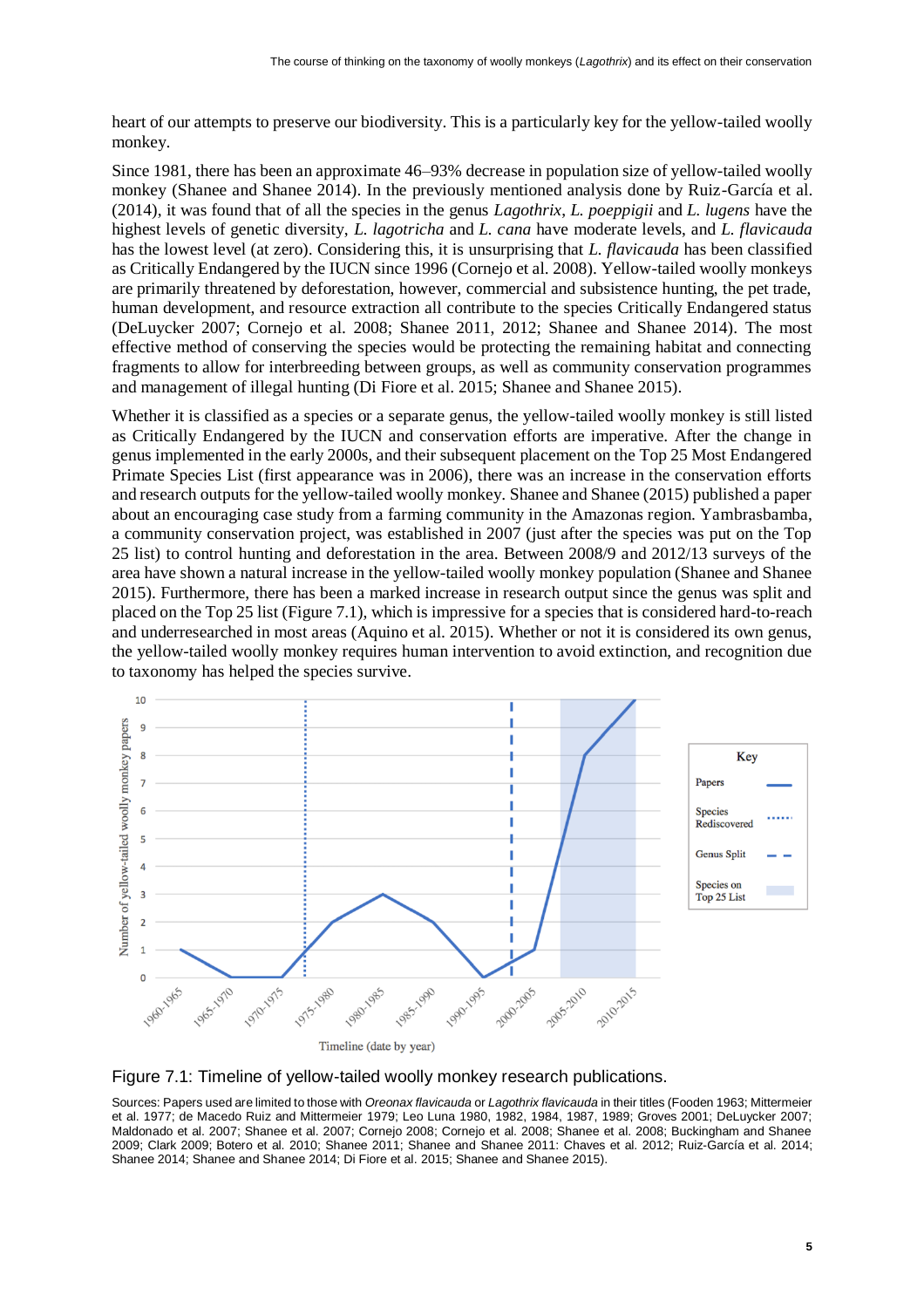heart of our attempts to preserve our biodiversity. This is a particularly key for the yellow-tailed woolly monkey.

Since 1981, there has been an approximate 46–93% decrease in population size of yellow-tailed woolly monkey (Shanee and Shanee 2014). In the previously mentioned analysis done by Ruiz-García et al. (2014), it was found that of all the species in the genus *Lagothrix*, *L. poeppigii* and *L. lugens* have the highest levels of genetic diversity, *L. lagotricha* and *L. cana* have moderate levels, and *L. flavicauda* has the lowest level (at zero). Considering this, it is unsurprising that *L. flavicauda* has been classified as Critically Endangered by the IUCN since 1996 (Cornejo et al. 2008). Yellow-tailed woolly monkeys are primarily threatened by deforestation, however, commercial and subsistence hunting, the pet trade, human development, and resource extraction all contribute to the species Critically Endangered status (DeLuycker 2007; Cornejo et al. 2008; Shanee 2011, 2012; Shanee and Shanee 2014). The most effective method of conserving the species would be protecting the remaining habitat and connecting fragments to allow for interbreeding between groups, as well as community conservation programmes and management of illegal hunting (Di Fiore et al. 2015; Shanee and Shanee 2015).

Whether it is classified as a species or a separate genus, the yellow-tailed woolly monkey is still listed as Critically Endangered by the IUCN and conservation efforts are imperative. After the change in genus implemented in the early 2000s, and their subsequent placement on the Top 25 Most Endangered Primate Species List (first appearance was in 2006), there was an increase in the conservation efforts and research outputs for the yellow-tailed woolly monkey. Shanee and Shanee (2015) published a paper about an encouraging case study from a farming community in the Amazonas region. Yambrasbamba, a community conservation project, was established in 2007 (just after the species was put on the Top 25 list) to control hunting and deforestation in the area. Between 2008/9 and 2012/13 surveys of the area have shown a natural increase in the yellow-tailed woolly monkey population (Shanee and Shanee 2015). Furthermore, there has been a marked increase in research output since the genus was split and placed on the Top 25 list (Figure 7.1), which is impressive for a species that is considered hard-to-reach and underresearched in most areas (Aquino et al. 2015). Whether or not it is considered its own genus, the yellow-tailed woolly monkey requires human intervention to avoid extinction, and recognition due to taxonomy has helped the species survive.

Figure 7.1: Timeline of yellow-tailed woolly monkey research publications.

Sources: Papers used are limited to those with *Oreonax flavicauda* or *Lagothrix flavicauda* in their titles (Fooden 1963; Mittermeier et al. 1977; de Macedo Ruiz and Mittermeier 1979; Leo Luna 1980, 1982, 1984, 1987, 1989; Groves 2001; DeLuycker 2007; Maldonado et al. 2007; Shanee et al. 2007; Cornejo 2008; Cornejo et al. 2008; Shanee et al. 2008; Buckingham and Shanee 2009; Clark 2009; Botero et al. 2010; Shanee 2011; Shanee and Shanee 2011: Chaves et al. 2012; Ruiz-García et al. 2014; Shanee 2014; Shanee and Shanee 2014; Di Fiore et al. 2015; Shanee and Shanee 2015).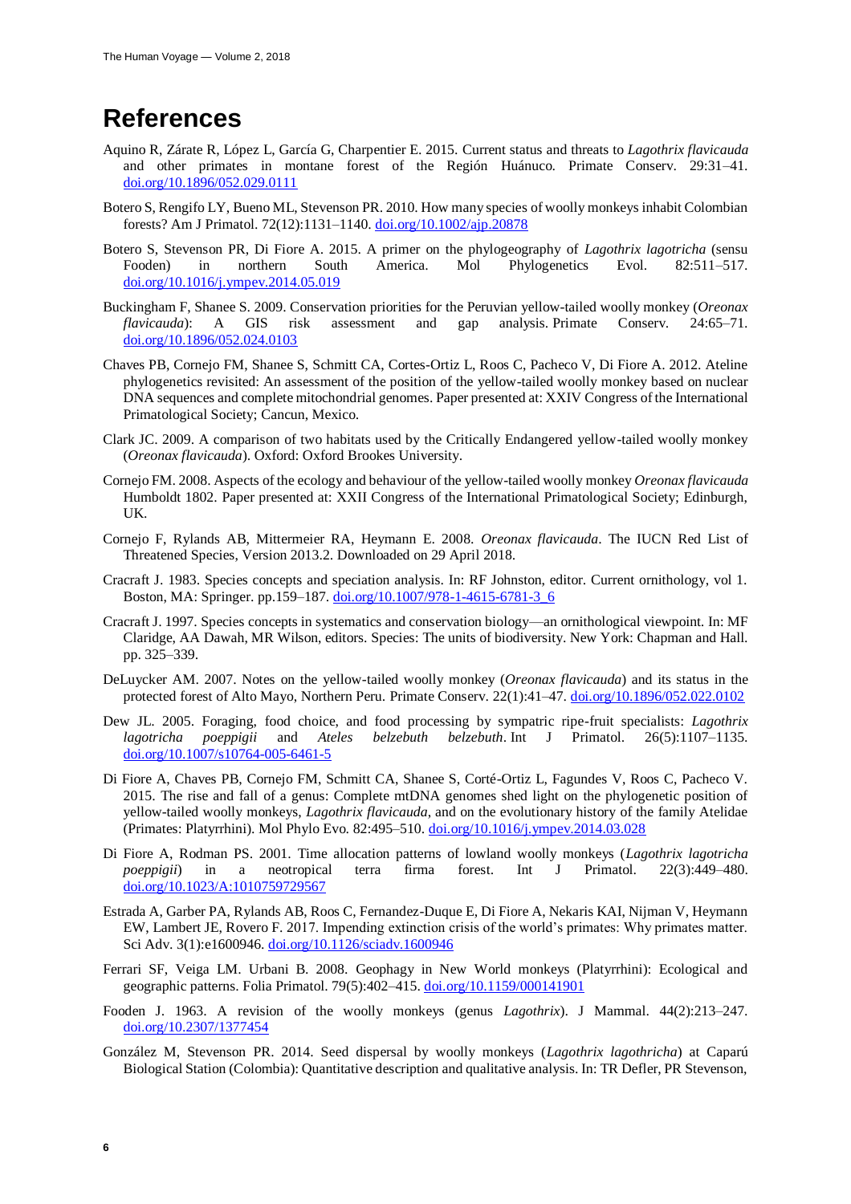# References

Aquino R, Zárate R, López L, García G, Charpentier E. 2015. Current status and threats to *Lagothrix flavicauda* and other primates in montane forest of the Región Huánuco. Primate Conserv. 29:31–41. doi.org/10.1896/052.029.0111

Botero S, Rengifo LY, Bueno ML, Stevenson PR. 2010. How many species of woolly monkeys inhabit Colombian forests? Am J Primatol. 72(12):1131–1140. doi.org/10.1002/ajp.20878

Botero S, Stevenson PR, Di Fiore A. 2015. A primer on the phylogeography of *Lagothrix lagotricha* (sensu Fooden) in northern South America. Mol Phylogenetics Evol. 82:511–517. doi.org/10.1016/j.ympev.2014.05.019

Buckingham F, Shanee S. 2009. Conservation priorities for the Peruvian yellow-tailed woolly monkey (*Oreonax flavicauda*): A GIS risk assessment and gap analysis. Primate Conserv. 24:65–71. doi.org/10.1896/052.024.0103

Chaves PB, Cornejo FM, Shanee S, Schmitt CA, Cortes-Ortiz L, Roos C, Pacheco V, Di Fiore A. 2012. Ateline phylogenetics revisited: An assessment of the position of the yellow-tailed woolly monkey based on nuclear DNA sequences and complete mitochondrial genomes. Paper presented at: XXIV Congress of the International Primatological Society; Cancun, Mexico.

Clark JC. 2009. A comparison of two habitats used by the Critically Endangered yellow-tailed woolly monkey (*Oreonax flavicauda*). Oxford: Oxford Brookes University.

Cornejo FM. 2008. Aspects of the ecology and behaviour of the yellow-tailed woolly monkey *Oreonax flavicauda* Humboldt 1802. Paper presented at: XXII Congress of the International Primatological Society; Edinburgh, UK.

Cornejo F, Rylands AB, Mittermeier RA, Heymann E. 2008. *Oreonax flavicauda*. The IUCN Red List of Threatened Species, Version 2013.2. Downloaded on 29 April 2018.

Cracraft J. 1983. Species concepts and speciation analysis. In: RF Johnston, editor. Current ornithology, vol 1. Boston, MA: Springer. pp.159–187. doi.org/10.1007/978-1-4615-6781-3_6

Cracraft J. 1997. Species concepts in systematics and conservation biology—an ornithological viewpoint. In: MF Claridge, AA Dawah, MR Wilson, editors. Species: The units of biodiversity. New York: Chapman and Hall. pp. 325–339.

DeLuycker AM. 2007. Notes on the yellow-tailed woolly monkey (*Oreonax flavicauda*) and its status in the protected forest of Alto Mayo, Northern Peru. Primate Conserv. 22(1):41–47. doi.org/10.1896/052.022.0102

Dew JL. 2005. Foraging, food choice, and food processing by sympatric ripe-fruit specialists: *Lagothrix lagotricha poeppigii* and *Ateles belzebuth belzebuth*. Int J Primatol. 26(5):1107–1135. doi.org/10.1007/s10764-005-6461-5

Di Fiore A, Chaves PB, Cornejo FM, Schmitt CA, Shanee S, Corté-Ortiz L, Fagundes V, Roos C, Pacheco V. 2015. The rise and fall of a genus: Complete mtDNA genomes shed light on the phylogenetic position of yellow-tailed woolly monkeys, *Lagothrix flavicauda*, and on the evolutionary history of the family Atelidae (Primates: Platyrrhini). Mol Phylo Evo. 82:495–510. doi.org/10.1016/j.ympev.2014.03.028

Di Fiore A, Rodman PS. 2001. Time allocation patterns of lowland woolly monkeys (*Lagothrix lagotricha poeppigii*) in a neotropical terra firma forest. Int J Primatol. 22(3):449–480. doi.org/10.1023/A:1010759729567

Estrada A, Garber PA, Rylands AB, Roos C, Fernandez-Duque E, Di Fiore A, Nekaris KAI, Nijman V, Heymann EW, Lambert JE, Rovero F. 2017. Impending extinction crisis of the world's primates: Why primates matter. Sci Adv. 3(1):e1600946. doi.org/10.1126/sciadv.1600946

Ferrari SF, Veiga LM. Urbani B. 2008. Geophagy in New World monkeys (Platyrrhini): Ecological and geographic patterns. Folia Primatol. 79(5):402–415. doi.org/10.1159/000141901

Fooden J. 1963. A revision of the woolly monkeys (genus *Lagothrix*). J Mammal. 44(2):213–247. doi.org/10.2307/1377454

González M, Stevenson PR. 2014. Seed dispersal by woolly monkeys (*Lagothrix lagothricha*) at Caparú Biological Station (Colombia): Quantitative description and qualitative analysis. In: TR Defler, PR Stevenson,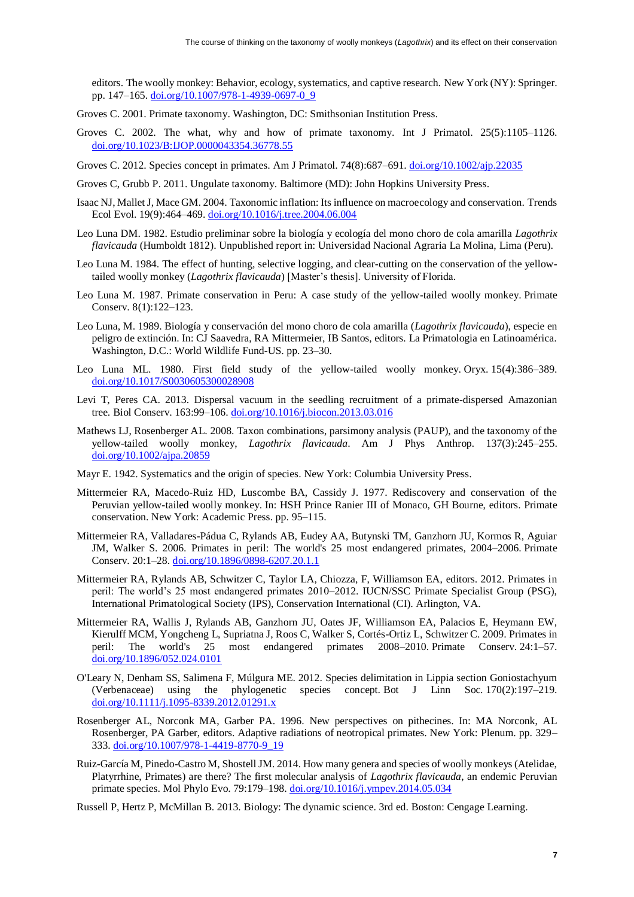editors. The woolly monkey: Behavior, ecology, systematics, and captive research. New York (NY): Springer. pp. 147–165. doi.org/10.1007/978-1-4939-0697-0_9

Groves C. 2001. Primate taxonomy. Washington, DC: Smithsonian Institution Press.

Groves C. 2002. The what, why and how of primate taxonomy. Int J Primatol. 25(5):1105–1126. doi.org/10.1023/B:IJOP.0000043354.36778.55

Groves C. 2012. Species concept in primates. Am J Primatol. 74(8):687–691. doi.org/10.1002/ajp.22035

Groves C, Grubb P. 2011. Ungulate taxonomy. Baltimore (MD): John Hopkins University Press.

Isaac NJ, Mallet J, Mace GM. 2004. Taxonomic inflation: Its influence on macroecology and conservation. Trends Ecol Evol. 19(9):464–469. doi.org/10.1016/j.tree.2004.06.004

Leo Luna DM. 1982. Estudio preliminar sobre la biología y ecología del mono choro de cola amarilla *Lagothrix flavicauda* (Humboldt 1812). Unpublished report in: Universidad Nacional Agraria La Molina, Lima (Peru).

Leo Luna M. 1984. The effect of hunting, selective logging, and clear-cutting on the conservation of the yellow-tailed woolly monkey (*Lagothrix flavicauda*) [Master's thesis]. University of Florida.

Leo Luna M. 1987. Primate conservation in Peru: A case study of the yellow-tailed woolly monkey. Primate Conserv. 8(1):122–123.

Leo Luna, M. 1989. Biología y conservación del mono choro de cola amarilla (*Lagothrix flavicauda*), especie en peligro de extinción. In: CJ Saavedra, RA Mittermeier, IB Santos, editors. La Primatologia en Latinoamérica. Washington, D.C.: World Wildlife Fund-US. pp. 23–30.

Leo Luna ML. 1980. First field study of the yellow-tailed woolly monkey. Oryx. 15(4):386–389. doi.org/10.1017/S0030605300028908

Levi T, Peres CA. 2013. Dispersal vacuum in the seedling recruitment of a primate-dispersed Amazonian tree. Biol Conserv. 163:99–106. doi.org/10.1016/j.biocon.2013.03.016

Mathews LJ, Rosenberger AL. 2008. Taxon combinations, parsimony analysis (PAUP), and the taxonomy of the yellow-tailed woolly monkey, *Lagothrix flavicauda*. Am J Phys Anthrop. 137(3):245–255. doi.org/10.1002/ajpa.20859

Mayr E. 1942. Systematics and the origin of species. New York: Columbia University Press.

Mittermeier RA, Macedo-Ruiz HD, Luscombe BA, Cassidy J. 1977. Rediscovery and conservation of the Peruvian yellow-tailed woolly monkey. In: HSH Prince Ranier III of Monaco, GH Bourne, editors. Primate conservation. New York: Academic Press. pp. 95–115.

Mittermeier RA, Valladares-Pádua C, Rylands AB, Eudey AA, Butynski TM, Ganzhorn JU, Kormos R, Aguiar JM, Walker S. 2006. Primates in peril: The world's 25 most endangered primates, 2004–2006. Primate Conserv. 20:1–28. doi.org/10.1896/0898-6207.20.1.1

Mittermeier RA, Rylands AB, Schwitzer C, Taylor LA, Chiozza, F, Williamson EA, editors. 2012. Primates in peril: The world's 25 most endangered primates 2010–2012. IUCN/SSC Primate Specialist Group (PSG), International Primatological Society (IPS), Conservation International (CI). Arlington, VA.

Mittermeier RA, Wallis J, Rylands AB, Ganzhorn JU, Oates JF, Williamson EA, Palacios E, Heymann EW, Kierulff MCM, Yongcheng L, Supriatna J, Roos C, Walker S, Cortés-Ortiz L, Schwitzer C. 2009. Primates in peril: The world's 25 most endangered primates 2008–2010. Primate Conserv. 24:1–57. doi.org/10.1896/052.024.0101

O'Leary N, Denham SS, Salimena F, Múlgura ME. 2012. Species delimitation in Lippia section Goniostachyum (Verbenaceae) using the phylogenetic species concept. Bot J Linn Soc. 170(2):197–219. doi.org/10.1111/j.1095-8339.2012.01291.x

Rosenberger AL, Norconk MA, Garber PA. 1996. New perspectives on pithecines. In: MA Norconk, AL Rosenberger, PA Garber, editors. Adaptive radiations of neotropical primates. New York: Plenum. pp. 329–333. doi.org/10.1007/978-1-4419-8770-9_19

Ruiz-García M, Pinedo-Castro M, Shostell JM. 2014. How many genera and species of woolly monkeys (Atelidae, Platyrrhine, Primates) are there? The first molecular analysis of *Lagothrix flavicauda*, an endemic Peruvian primate species. Mol Phylo Evo. 79:179–198. doi.org/10.1016/j.ympev.2014.05.034

Russell P, Hertz P, McMillan B. 2013. Biology: The dynamic science. 3rd ed. Boston: Cengage Learning.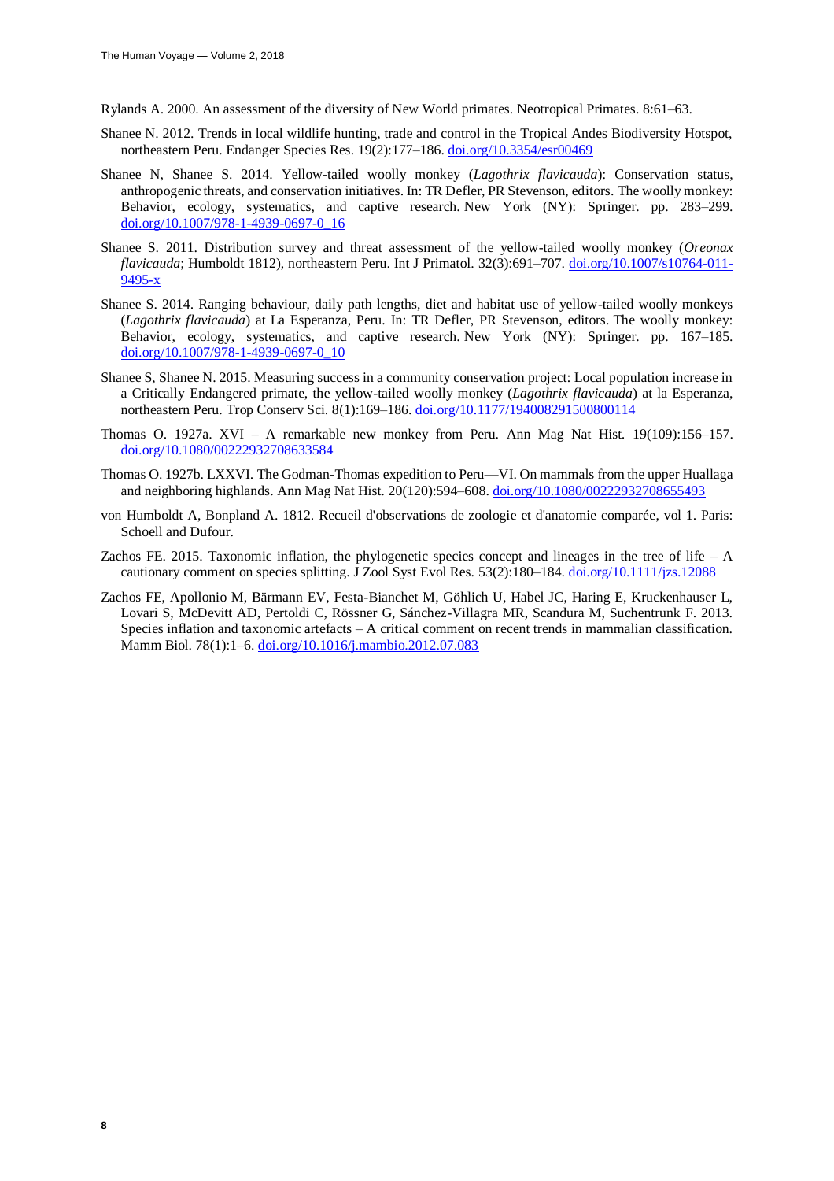Rylands A. 2000. An assessment of the diversity of New World primates. Neotropical Primates. 8:61–63.

Shanee N. 2012. Trends in local wildlife hunting, trade and control in the Tropical Andes Biodiversity Hotspot, northeastern Peru. Endanger Species Res. 19(2):177–186. doi.org/10.3354/esr00469

Shanee N, Shanee S. 2014. Yellow-tailed woolly monkey (*Lagothrix flavicauda*): Conservation status, anthropogenic threats, and conservation initiatives. In: TR Defler, PR Stevenson, editors. The woolly monkey: Behavior, ecology, systematics, and captive research. New York (NY): Springer. pp. 283–299. doi.org/10.1007/978-1-4939-0697-0_16

Shanee S. 2011. Distribution survey and threat assessment of the yellow-tailed woolly monkey (*Oreonax flavicauda*; Humboldt 1812), northeastern Peru. Int J Primatol. 32(3):691–707. doi.org/10.1007/s10764-011-9495-x

Shanee S. 2014. Ranging behaviour, daily path lengths, diet and habitat use of yellow-tailed woolly monkeys (*Lagothrix flavicauda*) at La Esperanza, Peru. In: TR Defler, PR Stevenson, editors. The woolly monkey: Behavior, ecology, systematics, and captive research. New York (NY): Springer. pp. 167–185. doi.org/10.1007/978-1-4939-0697-0_10

Shanee S, Shanee N. 2015. Measuring success in a community conservation project: Local population increase in a Critically Endangered primate, the yellow-tailed woolly monkey (*Lagothrix flavicauda*) at la Esperanza, northeastern Peru. Trop Conserv Sci. 8(1):169–186. doi.org/10.1177/194008291500800114

Thomas O. 1927a. XVI – A remarkable new monkey from Peru. Ann Mag Nat Hist. 19(109):156–157. doi.org/10.1080/00222932708633584

Thomas O. 1927b. LXXVI. The Godman-Thomas expedition to Peru—VI. On mammals from the upper Huallaga and neighboring highlands. Ann Mag Nat Hist. 20(120):594–608. doi.org/10.1080/00222932708655493

von Humboldt A, Bonpland A. 1812. Recueil d'observations de zoologie et d'anatomie comparée, vol 1. Paris: Schoell and Dufour.

Zachos FE. 2015. Taxonomic inflation, the phylogenetic species concept and lineages in the tree of life – A cautionary comment on species splitting. J Zool Syst Evol Res. 53(2):180–184. doi.org/10.1111/jzs.12088

Zachos FE, Apollonio M, Bärmann EV, Festa-Bianchet M, Göhlich U, Habel JC, Haring E, Kruckenhauser L, Lovari S, McDevitt AD, Pertoldi C, Rössner G, Sánchez-Villagra MR, Scandura M, Suchentrunk F. 2013. Species inflation and taxonomic artefacts – A critical comment on recent trends in mammalian classification. Mamm Biol. 78(1):1–6. doi.org/10.1016/j.mambio.2012.07.083